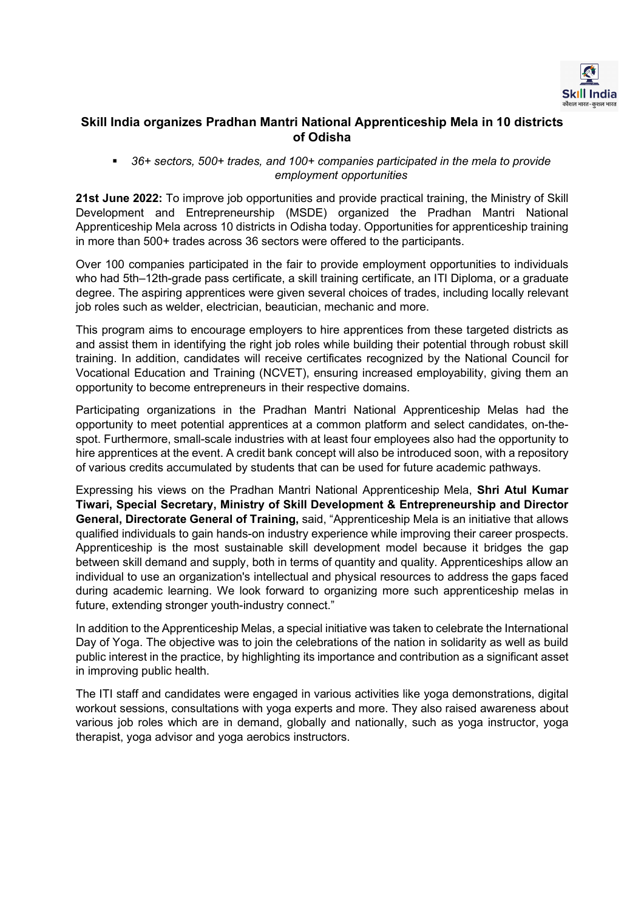## Skill India organizes Pradhan Mantri National Apprenticeship Mela in 10 districts of Odisha

- *36+ sectors, 500+ trades, and 100+ companies participated in the mela to provide employment opportunities*

**21st June 2022:** To improve job opportunities and provide practical training, the Ministry of Skill Development and Entrepreneurship (MSDE) organized the Pradhan Mantri National Apprenticeship Mela across 10 districts in Odisha today. Opportunities for apprenticeship training in more than 500+ trades across 36 sectors were offered to the participants.

Over 100 companies participated in the fair to provide employment opportunities to individuals who had 5th–12th-grade pass certificate, a skill training certificate, an ITI Diploma, or a graduate degree. The aspiring apprentices were given several choices of trades, including locally relevant job roles such as welder, electrician, beautician, mechanic and more.

This program aims to encourage employers to hire apprentices from these targeted districts as and assist them in identifying the right job roles while building their potential through robust skill training. In addition, candidates will receive certificates recognized by the National Council for Vocational Education and Training (NCVET), ensuring increased employability, giving them an opportunity to become entrepreneurs in their respective domains.

Participating organizations in the Pradhan Mantri National Apprenticeship Melas had the opportunity to meet potential apprentices at a common platform and select candidates, on-the-spot. Furthermore, small-scale industries with at least four employees also had the opportunity to hire apprentices at the event. A credit bank concept will also be introduced soon, with a repository of various credits accumulated by students that can be used for future academic pathways.

Expressing his views on the Pradhan Mantri National Apprenticeship Mela, **Shri Atul Kumar Tiwari, Special Secretary, Ministry of Skill Development & Entrepreneurship and Director General, Directorate General of Training,** said, "Apprenticeship Mela is an initiative that allows qualified individuals to gain hands-on industry experience while improving their career prospects. Apprenticeship is the most sustainable skill development model because it bridges the gap between skill demand and supply, both in terms of quantity and quality. Apprenticeships allow an individual to use an organization's intellectual and physical resources to address the gaps faced during academic learning. We look forward to organizing more such apprenticeship melas in future, extending stronger youth-industry connect."

In addition to the Apprenticeship Melas, a special initiative was taken to celebrate the International Day of Yoga. The objective was to join the celebrations of the nation in solidarity as well as build public interest in the practice, by highlighting its importance and contribution as a significant asset in improving public health.

The ITI staff and candidates were engaged in various activities like yoga demonstrations, digital workout sessions, consultations with yoga experts and more. They also raised awareness about various job roles which are in demand, globally and nationally, such as yoga instructor, yoga therapist, yoga advisor and yoga aerobics instructors.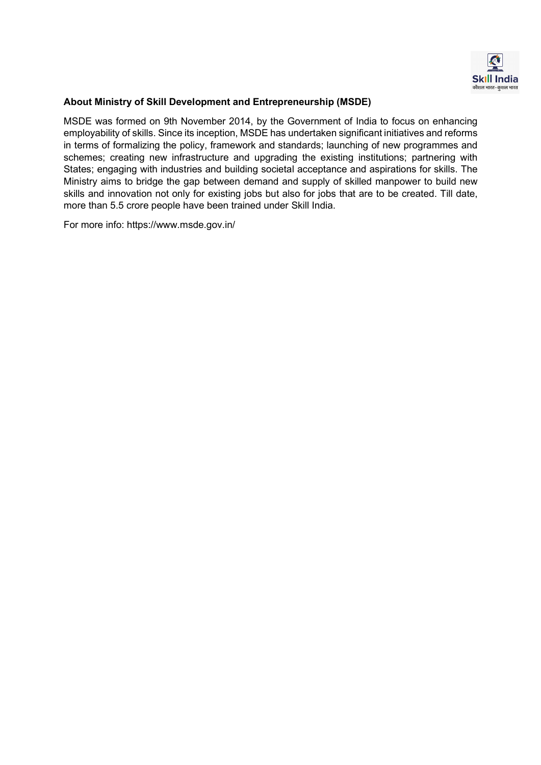**About Ministry of Skill Development and Entrepreneurship (MSDE)**

MSDE was formed on 9th November 2014, by the Government of India to focus on enhancing employability of skills. Since its inception, MSDE has undertaken significant initiatives and reforms in terms of formalizing the policy, framework and standards; launching of new programmes and schemes; creating new infrastructure and upgrading the existing institutions; partnering with States; engaging with industries and building societal acceptance and aspirations for skills. The Ministry aims to bridge the gap between demand and supply of skilled manpower to build new skills and innovation not only for existing jobs but also for jobs that are to be created. Till date, more than 5.5 crore people have been trained under Skill India.

For more info: https://www.msde.gov.in/